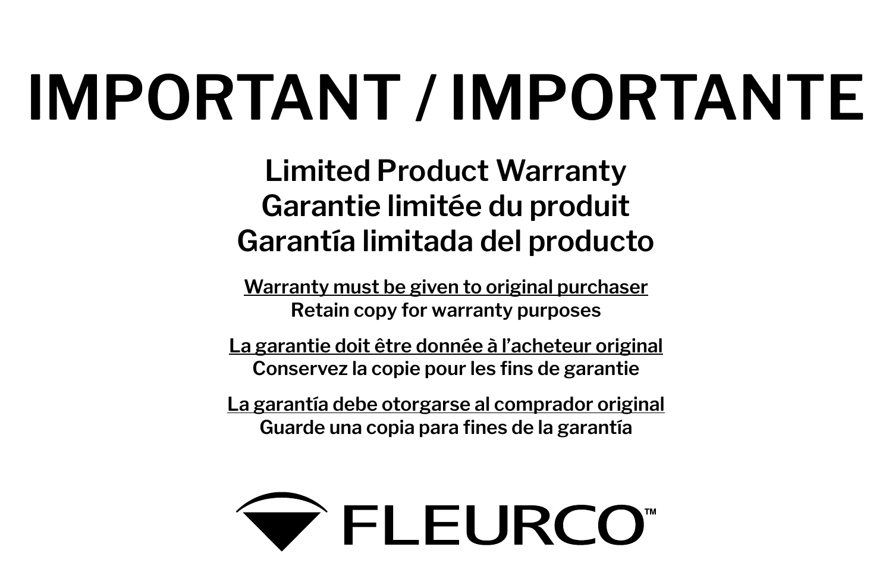# IMPORTANT / IMPORTANTE

## Limited Product Warranty
## Garantie limitée du produit
## Garantía limitada del producto

**Warranty must be given to original purchaser**
**Retain copy for warranty purposes**

**La garantie doit être donnée à l'acheteur original**
**Conservez la copie pour les fins de garantie**

**La garantía debe otorgarse al comprador original**
**Guarde una copia para fines de la garantía**

FLEURCO™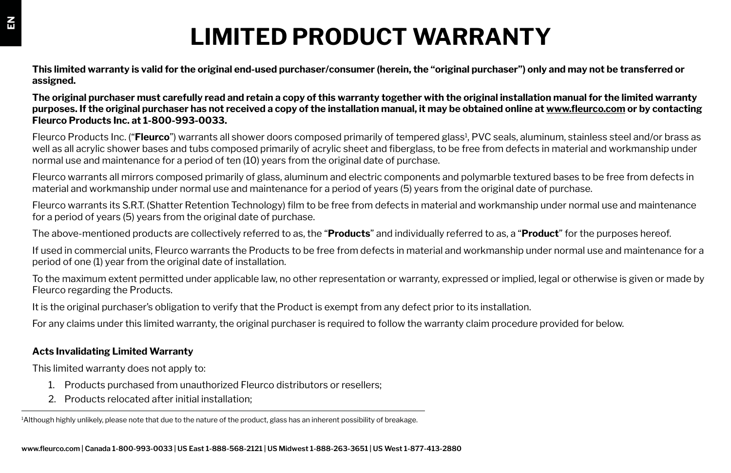# LIMITED PRODUCT WARRANTY

**This limited warranty is valid for the original end-used purchaser/consumer (herein, the "original purchaser") only and may not be transferred or assigned.**

**The original purchaser must carefully read and retain a copy of this warranty together with the original installation manual for the limited warranty purposes. If the original purchaser has not received a copy of the installation manual, it may be obtained online at www.fleurco.com or by contacting Fleurco Products Inc. at 1-800-993-0033.**

Fleurco Products Inc. ("**Fleurco**") warrants all shower doors composed primarily of tempered glass[1], PVC seals, aluminum, stainless steel and/or brass as well as all acrylic shower bases and tubs composed primarily of acrylic sheet and fiberglass, to be free from defects in material and workmanship under normal use and maintenance for a period of ten (10) years from the original date of purchase.

Fleurco warrants all mirrors composed primarily of glass, aluminum and electric components and polymarble textured bases to be free from defects in material and workmanship under normal use and maintenance for a period of years (5) years from the original date of purchase.

Fleurco warrants its S.R.T. (Shatter Retention Technology) film to be free from defects in material and workmanship under normal use and maintenance for a period of years (5) years from the original date of purchase.

The above-mentioned products are collectively referred to as, the "**Products**" and individually referred to as, a "**Product**" for the purposes hereof.

If used in commercial units, Fleurco warrants the Products to be free from defects in material and workmanship under normal use and maintenance for a period of one (1) year from the original date of installation.

To the maximum extent permitted under applicable law, no other representation or warranty, expressed or implied, legal or otherwise is given or made by Fleurco regarding the Products.

It is the original purchaser's obligation to verify that the Product is exempt from any defect prior to its installation.

For any claims under this limited warranty, the original purchaser is required to follow the warranty claim procedure provided for below.

**Acts Invalidating Limited Warranty**

This limited warranty does not apply to:

1. Products purchased from unauthorized Fleurco distributors or resellers;
2. Products relocated after initial installation;

[1]Although highly unlikely, please note that due to the nature of the product, glass has an inherent possibility of breakage.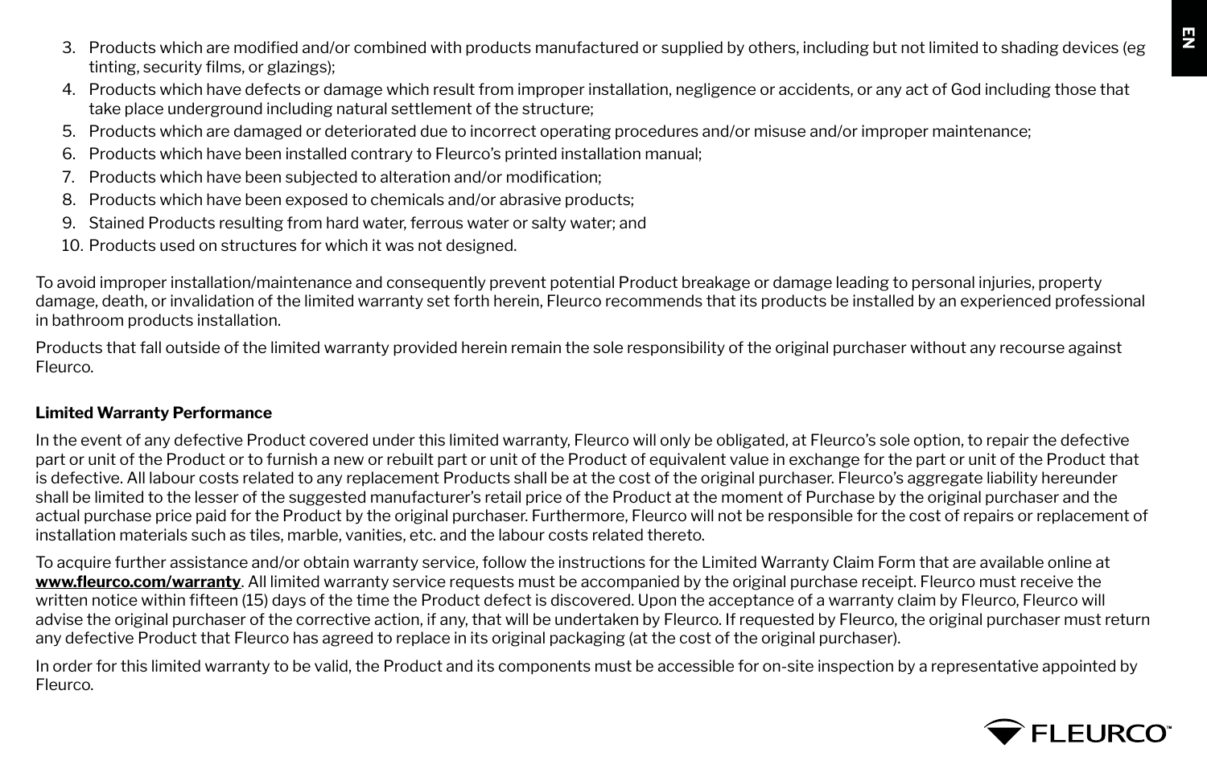3. Products which are modified and/or combined with products manufactured or supplied by others, including but not limited to shading devices (eg tinting, security films, or glazings);
4. Products which have defects or damage which result from improper installation, negligence or accidents, or any act of God including those that take place underground including natural settlement of the structure;
5. Products which are damaged or deteriorated due to incorrect operating procedures and/or misuse and/or improper maintenance;
6. Products which have been installed contrary to Fleurco's printed installation manual;
7. Products which have been subjected to alteration and/or modification;
8. Products which have been exposed to chemicals and/or abrasive products;
9. Stained Products resulting from hard water, ferrous water or salty water; and
10. Products used on structures for which it was not designed.

To avoid improper installation/maintenance and consequently prevent potential Product breakage or damage leading to personal injuries, property damage, death, or invalidation of the limited warranty set forth herein, Fleurco recommends that its products be installed by an experienced professional in bathroom products installation.

Products that fall outside of the limited warranty provided herein remain the sole responsibility of the original purchaser without any recourse against Fleurco.

**Limited Warranty Performance**

In the event of any defective Product covered under this limited warranty, Fleurco will only be obligated, at Fleurco's sole option, to repair the defective part or unit of the Product or to furnish a new or rebuilt part or unit of the Product of equivalent value in exchange for the part or unit of the Product that is defective. All labour costs related to any replacement Products shall be at the cost of the original purchaser. Fleurco's aggregate liability hereunder shall be limited to the lesser of the suggested manufacturer's retail price of the Product at the moment of Purchase by the original purchaser and the actual purchase price paid for the Product by the original purchaser. Furthermore, Fleurco will not be responsible for the cost of repairs or replacement of installation materials such as tiles, marble, vanities, etc. and the labour costs related thereto.

To acquire further assistance and/or obtain warranty service, follow the instructions for the Limited Warranty Claim Form that are available online at **www.fleurco.com/warranty**. All limited warranty service requests must be accompanied by the original purchase receipt. Fleurco must receive the written notice within fifteen (15) days of the time the Product defect is discovered. Upon the acceptance of a warranty claim by Fleurco, Fleurco will advise the original purchaser of the corrective action, if any, that will be undertaken by Fleurco. If requested by Fleurco, the original purchaser must return any defective Product that Fleurco has agreed to replace in its original packaging (at the cost of the original purchaser).

In order for this limited warranty to be valid, the Product and its components must be accessible for on-site inspection by a representative appointed by Fleurco.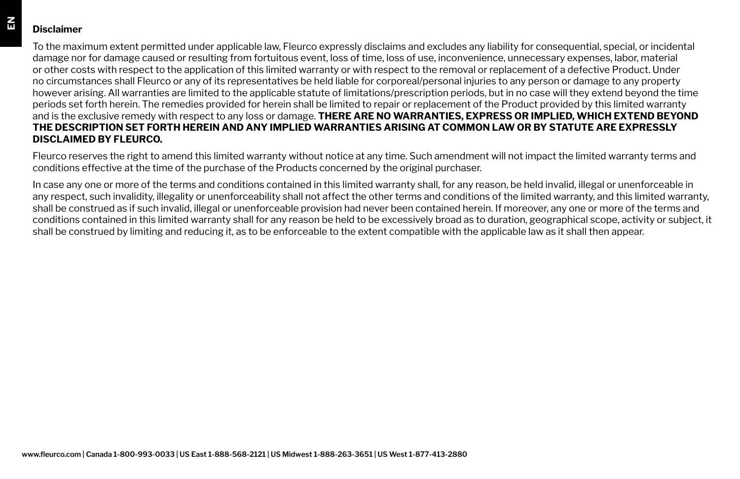## Disclaimer

To the maximum extent permitted under applicable law, Fleurco expressly disclaims and excludes any liability for consequential, special, or incidental damage nor for damage caused or resulting from fortuitous event, loss of time, loss of use, inconvenience, unnecessary expenses, labor, material or other costs with respect to the application of this limited warranty or with respect to the removal or replacement of a defective Product. Under no circumstances shall Fleurco or any of its representatives be held liable for corporeal/personal injuries to any person or damage to any property however arising. All warranties are limited to the applicable statute of limitations/prescription periods, but in no case will they extend beyond the time periods set forth herein. The remedies provided for herein shall be limited to repair or replacement of the Product provided by this limited warranty and is the exclusive remedy with respect to any loss or damage. **THERE ARE NO WARRANTIES, EXPRESS OR IMPLIED, WHICH EXTEND BEYOND THE DESCRIPTION SET FORTH HEREIN AND ANY IMPLIED WARRANTIES ARISING AT COMMON LAW OR BY STATUTE ARE EXPRESSLY DISCLAIMED BY FLEURCO.**

Fleurco reserves the right to amend this limited warranty without notice at any time. Such amendment will not impact the limited warranty terms and conditions effective at the time of the purchase of the Products concerned by the original purchaser.

In case any one or more of the terms and conditions contained in this limited warranty shall, for any reason, be held invalid, illegal or unenforceable in any respect, such invalidity, illegality or unenforceability shall not affect the other terms and conditions of the limited warranty, and this limited warranty, shall be construed as if such invalid, illegal or unenforceable provision had never been contained herein. If moreover, any one or more of the terms and conditions contained in this limited warranty shall for any reason be held to be excessively broad as to duration, geographical scope, activity or subject, it shall be construed by limiting and reducing it, as to be enforceable to the extent compatible with the applicable law as it shall then appear.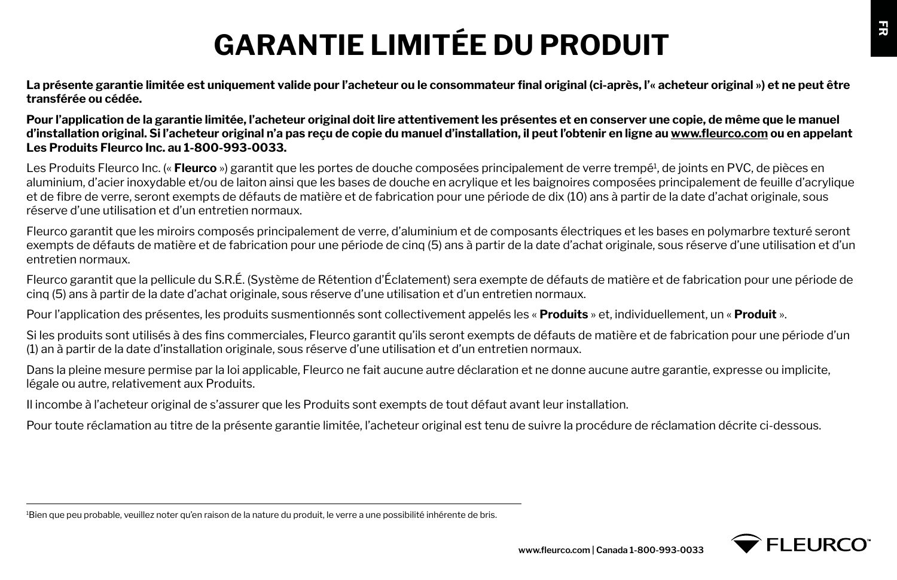# GARANTIE LIMITÉE DU PRODUIT

**La présente garantie limitée est uniquement valide pour l'acheteur ou le consommateur final original (ci-après, l'« acheteur original ») et ne peut être transférée ou cédée.**

**Pour l'application de la garantie limitée, l'acheteur original doit lire attentivement les présentes et en conserver une copie, de même que le manuel d'installation original. Si l'acheteur original n'a pas reçu de copie du manuel d'installation, il peut l'obtenir en ligne au www.fleurco.com ou en appelant Les Produits Fleurco Inc. au 1-800-993-0033.**

Les Produits Fleurco Inc. (« **Fleurco** ») garantit que les portes de douche composées principalement de verre trempé[1], de joints en PVC, de pièces en aluminium, d'acier inoxydable et/ou de laiton ainsi que les bases de douche en acrylique et les baignoires composées principalement de feuille d'acrylique et de fibre de verre, seront exempts de défauts de matière et de fabrication pour une période de dix (10) ans à partir de la date d'achat originale, sous réserve d'une utilisation et d'un entretien normaux.

Fleurco garantit que les miroirs composés principalement de verre, d'aluminium et de composants électriques et les bases en polymarbre texturé seront exempts de défauts de matière et de fabrication pour une période de cinq (5) ans à partir de la date d'achat originale, sous réserve d'une utilisation et d'un entretien normaux.

Fleurco garantit que la pellicule du S.R.É. (Système de Rétention d'Éclatement) sera exempte de défauts de matière et de fabrication pour une période de cinq (5) ans à partir de la date d'achat originale, sous réserve d'une utilisation et d'un entretien normaux.

Pour l'application des présentes, les produits susmentionnés sont collectivement appelés les « **Produits** » et, individuellement, un « **Produit** ».

Si les produits sont utilisés à des fins commerciales, Fleurco garantit qu'ils seront exempts de défauts de matière et de fabrication pour une période d'un (1) an à partir de la date d'installation originale, sous réserve d'une utilisation et d'un entretien normaux.

Dans la pleine mesure permise par la loi applicable, Fleurco ne fait aucune autre déclaration et ne donne aucune autre garantie, expresse ou implicite, légale ou autre, relativement aux Produits.

Il incombe à l'acheteur original de s'assurer que les Produits sont exempts de tout défaut avant leur installation.

Pour toute réclamation au titre de la présente garantie limitée, l'acheteur original est tenu de suivre la procédure de réclamation décrite ci-dessous.

---

[1] Bien que peu probable, veuillez noter qu'en raison de la nature du produit, le verre a une possibilité inhérente de bris.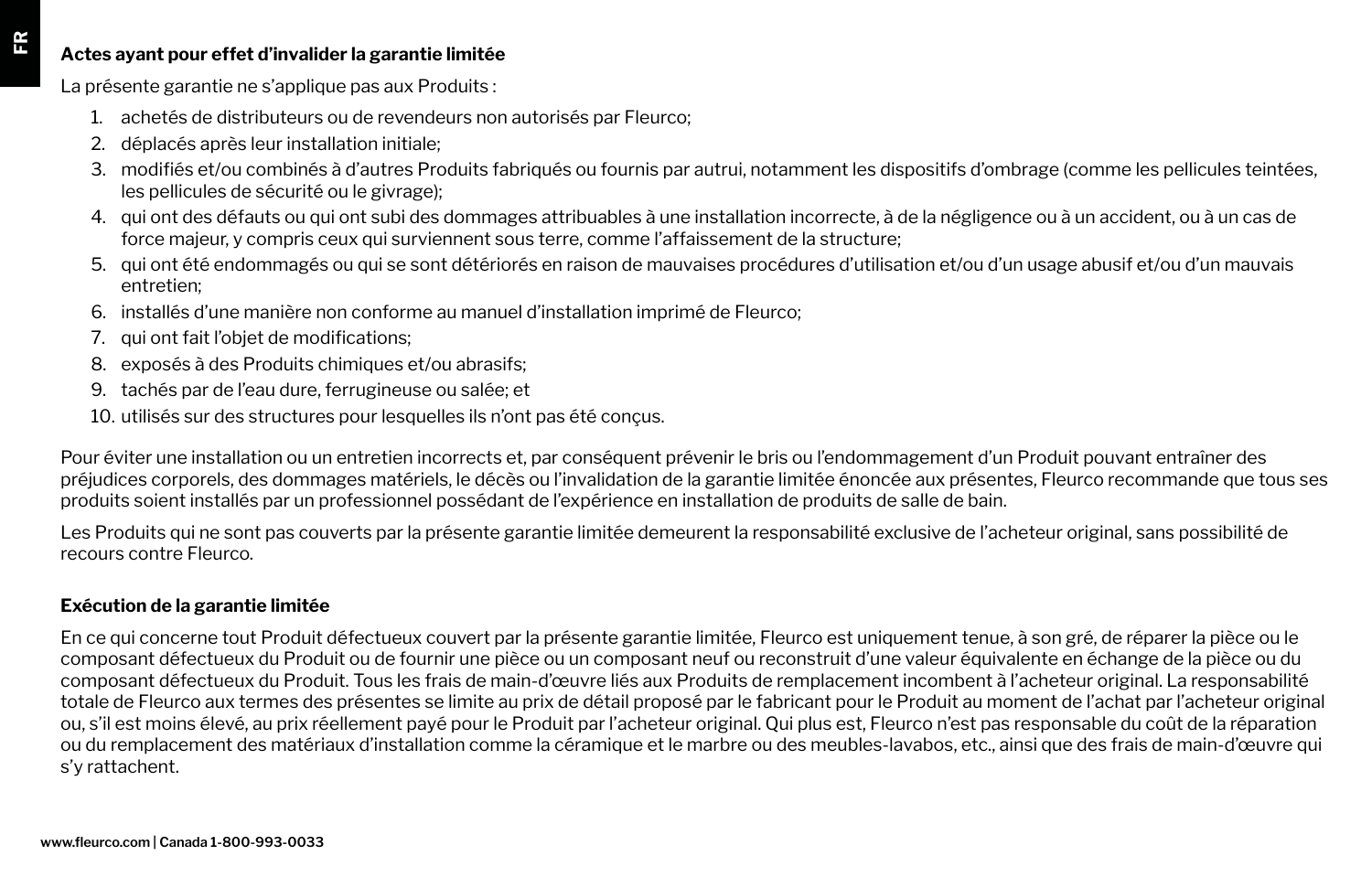## Actes ayant pour effet d'invalider la garantie limitée

La présente garantie ne s'applique pas aux Produits :

1. achetés de distributeurs ou de revendeurs non autorisés par Fleurco;
2. déplacés après leur installation initiale;
3. modifiés et/ou combinés à d'autres Produits fabriqués ou fournis par autrui, notamment les dispositifs d'ombrage (comme les pellicules teintées, les pellicules de sécurité ou le givrage);
4. qui ont des défauts ou qui ont subi des dommages attribuables à une installation incorrecte, à de la négligence ou à un accident, ou à un cas de force majeur, y compris ceux qui surviennent sous terre, comme l'affaissement de la structure;
5. qui ont été endommagés ou qui se sont détériorés en raison de mauvaises procédures d'utilisation et/ou d'un usage abusif et/ou d'un mauvais entretien;
6. installés d'une manière non conforme au manuel d'installation imprimé de Fleurco;
7. qui ont fait l'objet de modifications;
8. exposés à des Produits chimiques et/ou abrasifs;
9. tachés par de l'eau dure, ferrugineuse ou salée; et
10. utilisés sur des structures pour lesquelles ils n'ont pas été conçus.

Pour éviter une installation ou un entretien incorrects et, par conséquent prévenir le bris ou l'endommagement d'un Produit pouvant entraîner des préjudices corporels, des dommages matériels, le décès ou l'invalidation de la garantie limitée énoncée aux présentes, Fleurco recommande que tous ses produits soient installés par un professionnel possédant de l'expérience en installation de produits de salle de bain.

Les Produits qui ne sont pas couverts par la présente garantie limitée demeurent la responsabilité exclusive de l'acheteur original, sans possibilité de recours contre Fleurco.

## Exécution de la garantie limitée

En ce qui concerne tout Produit défectueux couvert par la présente garantie limitée, Fleurco est uniquement tenue, à son gré, de réparer la pièce ou le composant défectueux du Produit ou de fournir une pièce ou un composant neuf ou reconstruit d'une valeur équivalente en échange de la pièce ou du composant défectueux du Produit. Tous les frais de main-d'œuvre liés aux Produits de remplacement incombent à l'acheteur original. La responsabilité totale de Fleurco aux termes des présentes se limite au prix de détail proposé par le fabricant pour le Produit au moment de l'achat par l'acheteur original ou, s'il est moins élevé, au prix réellement payé pour le Produit par l'acheteur original. Qui plus est, Fleurco n'est pas responsable du coût de la réparation ou du remplacement des matériaux d'installation comme la céramique et le marbre ou des meubles-lavabos, etc., ainsi que des frais de main-d'œuvre qui s'y rattachent.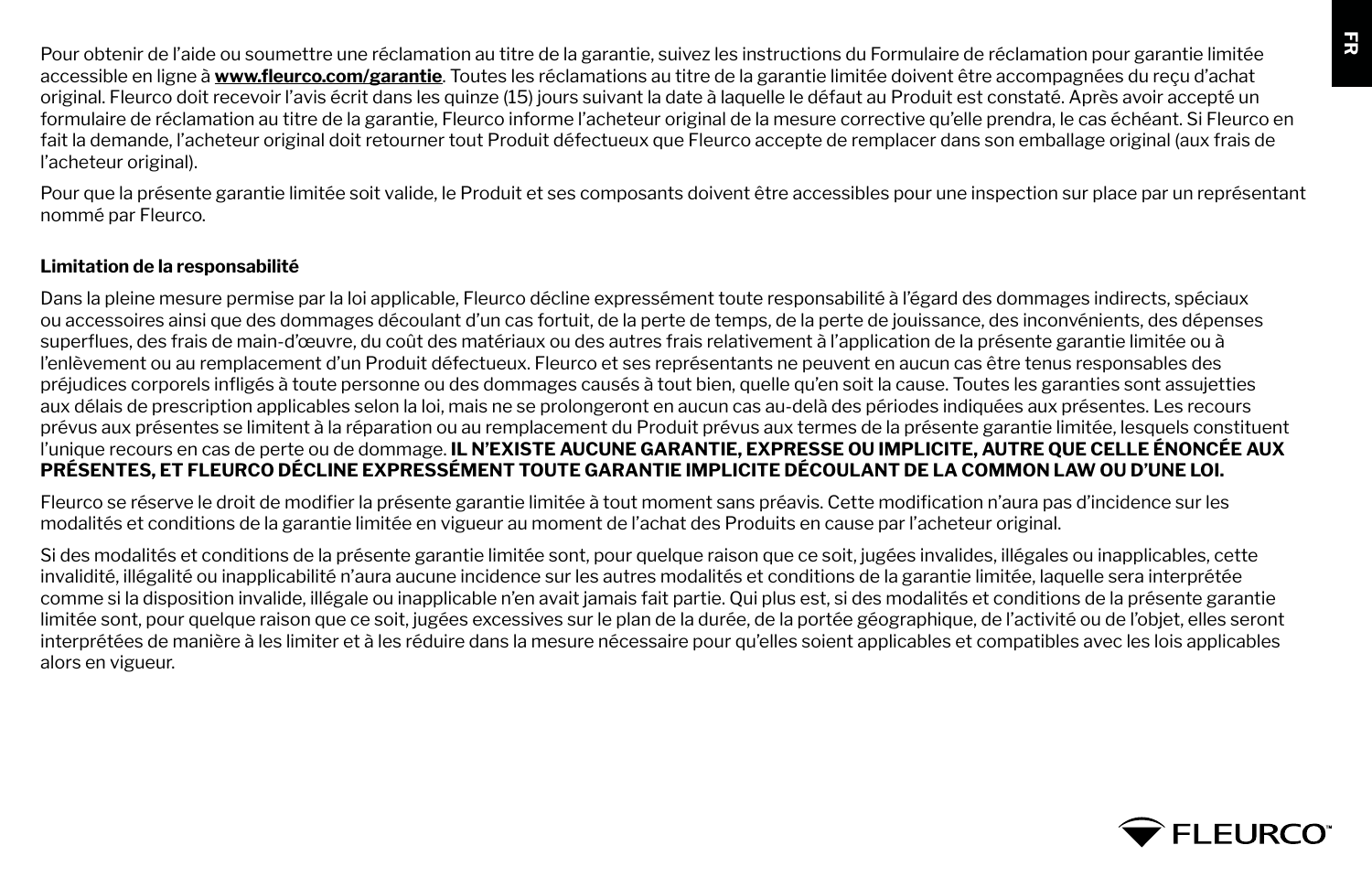Pour obtenir de l'aide ou soumettre une réclamation au titre de la garantie, suivez les instructions du Formulaire de réclamation pour garantie limitée accessible en ligne à **www.fleurco.com/garantie**. Toutes les réclamations au titre de la garantie limitée doivent être accompagnées du reçu d'achat original. Fleurco doit recevoir l'avis écrit dans les quinze (15) jours suivant la date à laquelle le défaut au Produit est constaté. Après avoir accepté un formulaire de réclamation au titre de la garantie, Fleurco informe l'acheteur original de la mesure corrective qu'elle prendra, le cas échéant. Si Fleurco en fait la demande, l'acheteur original doit retourner tout Produit défectueux que Fleurco accepte de remplacer dans son emballage original (aux frais de l'acheteur original).

Pour que la présente garantie limitée soit valide, le Produit et ses composants doivent être accessibles pour une inspection sur place par un représentant nommé par Fleurco.

**Limitation de la responsabilité**

Dans la pleine mesure permise par la loi applicable, Fleurco décline expressément toute responsabilité à l'égard des dommages indirects, spéciaux ou accessoires ainsi que des dommages découlant d'un cas fortuit, de la perte de temps, de la perte de jouissance, des inconvénients, des dépenses superflues, des frais de main-d'œuvre, du coût des matériaux ou des autres frais relativement à l'application de la présente garantie limitée ou à l'enlèvement ou au remplacement d'un Produit défectueux. Fleurco et ses représentants ne peuvent en aucun cas être tenus responsables des préjudices corporels infligés à toute personne ou des dommages causés à tout bien, quelle qu'en soit la cause. Toutes les garanties sont assujetties aux délais de prescription applicables selon la loi, mais ne se prolongeront en aucun cas au-delà des périodes indiquées aux présentes. Les recours prévus aux présentes se limitent à la réparation ou au remplacement du Produit prévus aux termes de la présente garantie limitée, lesquels constituent l'unique recours en cas de perte ou de dommage. **IL N'EXISTE AUCUNE GARANTIE, EXPRESSE OU IMPLICITE, AUTRE QUE CELLE ÉNONCÉE AUX PRÉSENTES, ET FLEURCO DÉCLINE EXPRESSÉMENT TOUTE GARANTIE IMPLICITE DÉCOULANT DE LA COMMON LAW OU D'UNE LOI.**

Fleurco se réserve le droit de modifier la présente garantie limitée à tout moment sans préavis. Cette modification n'aura pas d'incidence sur les modalités et conditions de la garantie limitée en vigueur au moment de l'achat des Produits en cause par l'acheteur original.

Si des modalités et conditions de la présente garantie limitée sont, pour quelque raison que ce soit, jugées invalides, illégales ou inapplicables, cette invalidité, illégalité ou inapplicabilité n'aura aucune incidence sur les autres modalités et conditions de la garantie limitée, laquelle sera interprétée comme si la disposition invalide, illégale ou inapplicable n'en avait jamais fait partie. Qui plus est, si des modalités et conditions de la présente garantie limitée sont, pour quelque raison que ce soit, jugées excessives sur le plan de la durée, de la portée géographique, de l'activité ou de l'objet, elles seront interprétées de manière à les limiter et à les réduire dans la mesure nécessaire pour qu'elles soient applicables et compatibles avec les lois applicables alors en vigueur.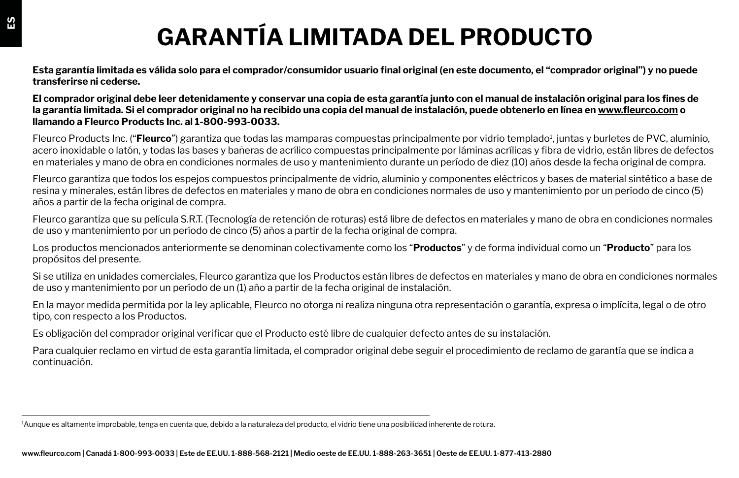# GARANTÍA LIMITADA DEL PRODUCTO

**Esta garantía limitada es válida solo para el comprador/consumidor usuario final original (en este documento, el "comprador original") y no puede transferirse ni cederse.**

**El comprador original debe leer detenidamente y conservar una copia de esta garantía junto con el manual de instalación original para los fines de la garantía limitada. Si el comprador original no ha recibido una copia del manual de instalación, puede obtenerlo en línea en www.fleurco.com o llamando a Fleurco Products Inc. al 1-800-993-0033.**

Fleurco Products Inc. ("**Fleurco**") garantiza que todas las mamparas compuestas principalmente por vidrio templado[1], juntas y burletes de PVC, aluminio, acero inoxidable o latón, y todas las bases y bañeras de acrílico compuestas principalmente por láminas acrílicas y fibra de vidrio, están libres de defectos en materiales y mano de obra en condiciones normales de uso y mantenimiento durante un período de diez (10) años desde la fecha original de compra.

Fleurco garantiza que todos los espejos compuestos principalmente de vidrio, aluminio y componentes eléctricos y bases de material sintético a base de resina y minerales, están libres de defectos en materiales y mano de obra en condiciones normales de uso y mantenimiento por un período de cinco (5) años a partir de la fecha original de compra.

Fleurco garantiza que su película S.R.T. (Tecnología de retención de roturas) está libre de defectos en materiales y mano de obra en condiciones normales de uso y mantenimiento por un período de cinco (5) años a partir de la fecha original de compra.

Los productos mencionados anteriormente se denominan colectivamente como los "**Productos**" y de forma individual como un "**Producto**" para los propósitos del presente.

Si se utiliza en unidades comerciales, Fleurco garantiza que los Productos están libres de defectos en materiales y mano de obra en condiciones normales de uso y mantenimiento por un período de un (1) año a partir de la fecha original de instalación.

En la mayor medida permitida por la ley aplicable, Fleurco no otorga ni realiza ninguna otra representación o garantía, expresa o implícita, legal o de otro tipo, con respecto a los Productos.

Es obligación del comprador original verificar que el Producto esté libre de cualquier defecto antes de su instalación.

Para cualquier reclamo en virtud de esta garantía limitada, el comprador original debe seguir el procedimiento de reclamo de garantía que se indica a continuación.

---

[1]Aunque es altamente improbable, tenga en cuenta que, debido a la naturaleza del producto, el vidrio tiene una posibilidad inherente de rotura.

www.fleurco.com | Canadá 1-800-993-0033 | Este de EE.UU. 1-888-568-2121 | Medio oeste de EE.UU. 1-888-263-3651 | Oeste de EE.UU. 1-877-413-2880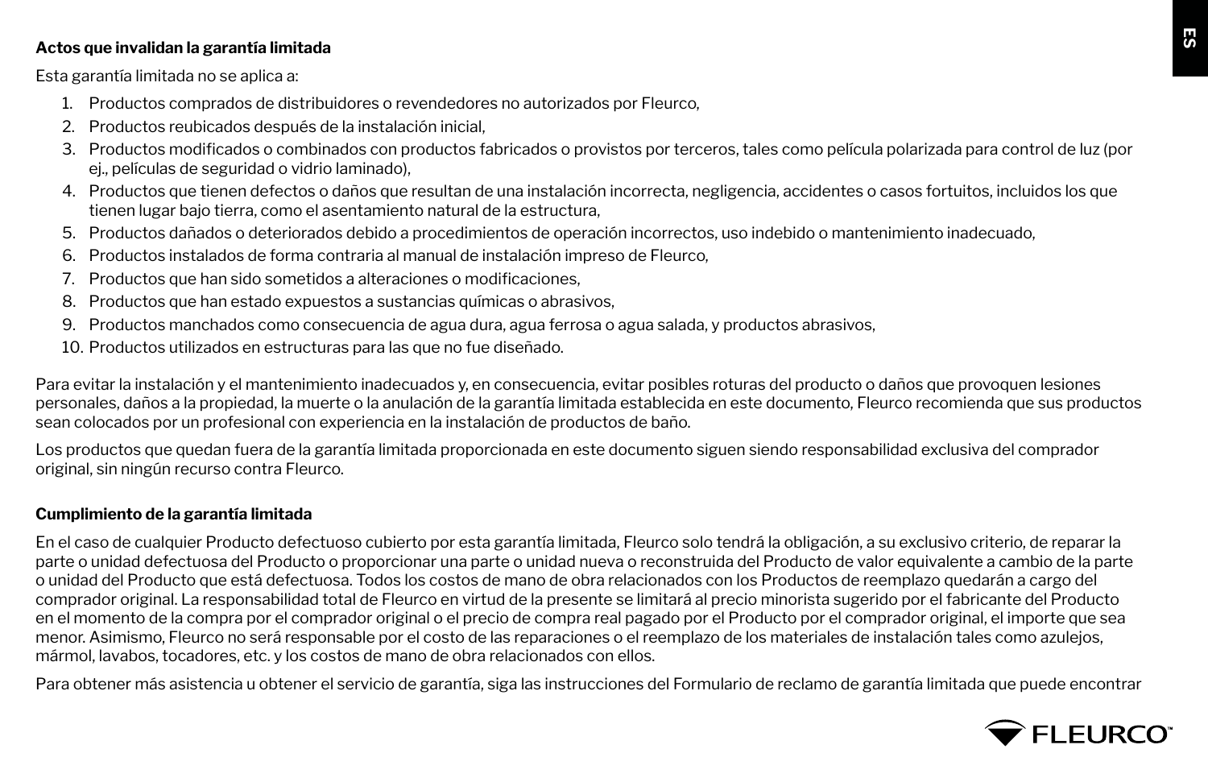**Actos que invalidan la garantía limitada**

Esta garantía limitada no se aplica a:

1. Productos comprados de distribuidores o revendedores no autorizados por Fleurco,
2. Productos reubicados después de la instalación inicial,
3. Productos modificados o combinados con productos fabricados o provistos por terceros, tales como película polarizada para control de luz (por ej., películas de seguridad o vidrio laminado),
4. Productos que tienen defectos o daños que resultan de una instalación incorrecta, negligencia, accidentes o casos fortuitos, incluidos los que tienen lugar bajo tierra, como el asentamiento natural de la estructura,
5. Productos dañados o deteriorados debido a procedimientos de operación incorrectos, uso indebido o mantenimiento inadecuado,
6. Productos instalados de forma contraria al manual de instalación impreso de Fleurco,
7. Productos que han sido sometidos a alteraciones o modificaciones,
8. Productos que han estado expuestos a sustancias químicas o abrasivos,
9. Productos manchados como consecuencia de agua dura, agua ferrosa o agua salada, y productos abrasivos,
10. Productos utilizados en estructuras para las que no fue diseñado.

Para evitar la instalación y el mantenimiento inadecuados y, en consecuencia, evitar posibles roturas del producto o daños que provoquen lesiones personales, daños a la propiedad, la muerte o la anulación de la garantía limitada establecida en este documento, Fleurco recomienda que sus productos sean colocados por un profesional con experiencia en la instalación de productos de baño.

Los productos que quedan fuera de la garantía limitada proporcionada en este documento siguen siendo responsabilidad exclusiva del comprador original, sin ningún recurso contra Fleurco.

**Cumplimiento de la garantía limitada**

En el caso de cualquier Producto defectuoso cubierto por esta garantía limitada, Fleurco solo tendrá la obligación, a su exclusivo criterio, de reparar la parte o unidad defectuosa del Producto o proporcionar una parte o unidad nueva o reconstruida del Producto de valor equivalente a cambio de la parte o unidad del Producto que está defectuosa. Todos los costos de mano de obra relacionados con los Productos de reemplazo quedarán a cargo del comprador original. La responsabilidad total de Fleurco en virtud de la presente se limitará al precio minorista sugerido por el fabricante del Producto en el momento de la compra por el comprador original o el precio de compra real pagado por el Producto por el comprador original, el importe que sea menor. Asimismo, Fleurco no será responsable por el costo de las reparaciones o el reemplazo de los materiales de instalación tales como azulejos, mármol, lavabos, tocadores, etc. y los costos de mano de obra relacionados con ellos.

Para obtener más asistencia u obtener el servicio de garantía, siga las instrucciones del Formulario de reclamo de garantía limitada que puede encontrar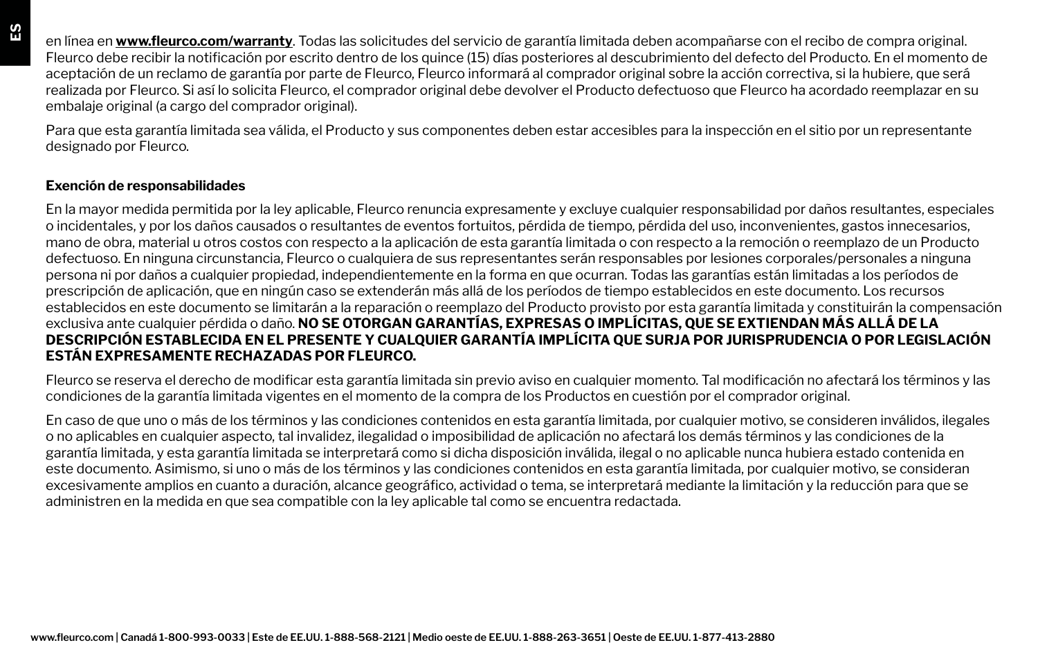en línea en **www.fleurco.com/warranty**. Todas las solicitudes del servicio de garantía limitada deben acompañarse con el recibo de compra original. Fleurco debe recibir la notificación por escrito dentro de los quince (15) días posteriores al descubrimiento del defecto del Producto. En el momento de aceptación de un reclamo de garantía por parte de Fleurco, Fleurco informará al comprador original sobre la acción correctiva, si la hubiere, que será realizada por Fleurco. Si así lo solicita Fleurco, el comprador original debe devolver el Producto defectuoso que Fleurco ha acordado reemplazar en su embalaje original (a cargo del comprador original).

Para que esta garantía limitada sea válida, el Producto y sus componentes deben estar accesibles para la inspección en el sitio por un representante designado por Fleurco.

**Exención de responsabilidades**

En la mayor medida permitida por la ley aplicable, Fleurco renuncia expresamente y excluye cualquier responsabilidad por daños resultantes, especiales o incidentales, y por los daños causados o resultantes de eventos fortuitos, pérdida de tiempo, pérdida del uso, inconvenientes, gastos innecesarios, mano de obra, material u otros costos con respecto a la aplicación de esta garantía limitada o con respecto a la remoción o reemplazo de un Producto defectuoso. En ninguna circunstancia, Fleurco o cualquiera de sus representantes serán responsables por lesiones corporales/personales a ninguna persona ni por daños a cualquier propiedad, independientemente en la forma en que ocurran. Todas las garantías están limitadas a los períodos de prescripción de aplicación, que en ningún caso se extenderán más allá de los períodos de tiempo establecidos en este documento. Los recursos establecidos en este documento se limitarán a la reparación o reemplazo del Producto provisto por esta garantía limitada y constituirán la compensación exclusiva ante cualquier pérdida o daño. **NO SE OTORGAN GARANTÍAS, EXPRESAS O IMPLÍCITAS, QUE SE EXTIENDAN MÁS ALLÁ DE LA DESCRIPCIÓN ESTABLECIDA EN EL PRESENTE Y CUALQUIER GARANTÍA IMPLÍCITA QUE SURJA POR JURISPRUDENCIA O POR LEGISLACIÓN ESTÁN EXPRESAMENTE RECHAZADAS POR FLEURCO.**

Fleurco se reserva el derecho de modificar esta garantía limitada sin previo aviso en cualquier momento. Tal modificación no afectará los términos y las condiciones de la garantía limitada vigentes en el momento de la compra de los Productos en cuestión por el comprador original.

En caso de que uno o más de los términos y las condiciones contenidos en esta garantía limitada, por cualquier motivo, se consideren inválidos, ilegales o no aplicables en cualquier aspecto, tal invalidez, ilegalidad o imposibilidad de aplicación no afectará los demás términos y las condiciones de la garantía limitada, y esta garantía limitada se interpretará como si dicha disposición inválida, ilegal o no aplicable nunca hubiera estado contenida en este documento. Asimismo, si uno o más de los términos y las condiciones contenidos en esta garantía limitada, por cualquier motivo, se consideran excesivamente amplios en cuanto a duración, alcance geográfico, actividad o tema, se interpretará mediante la limitación y la reducción para que se administren en la medida en que sea compatible con la ley aplicable tal como se encuentra redactada.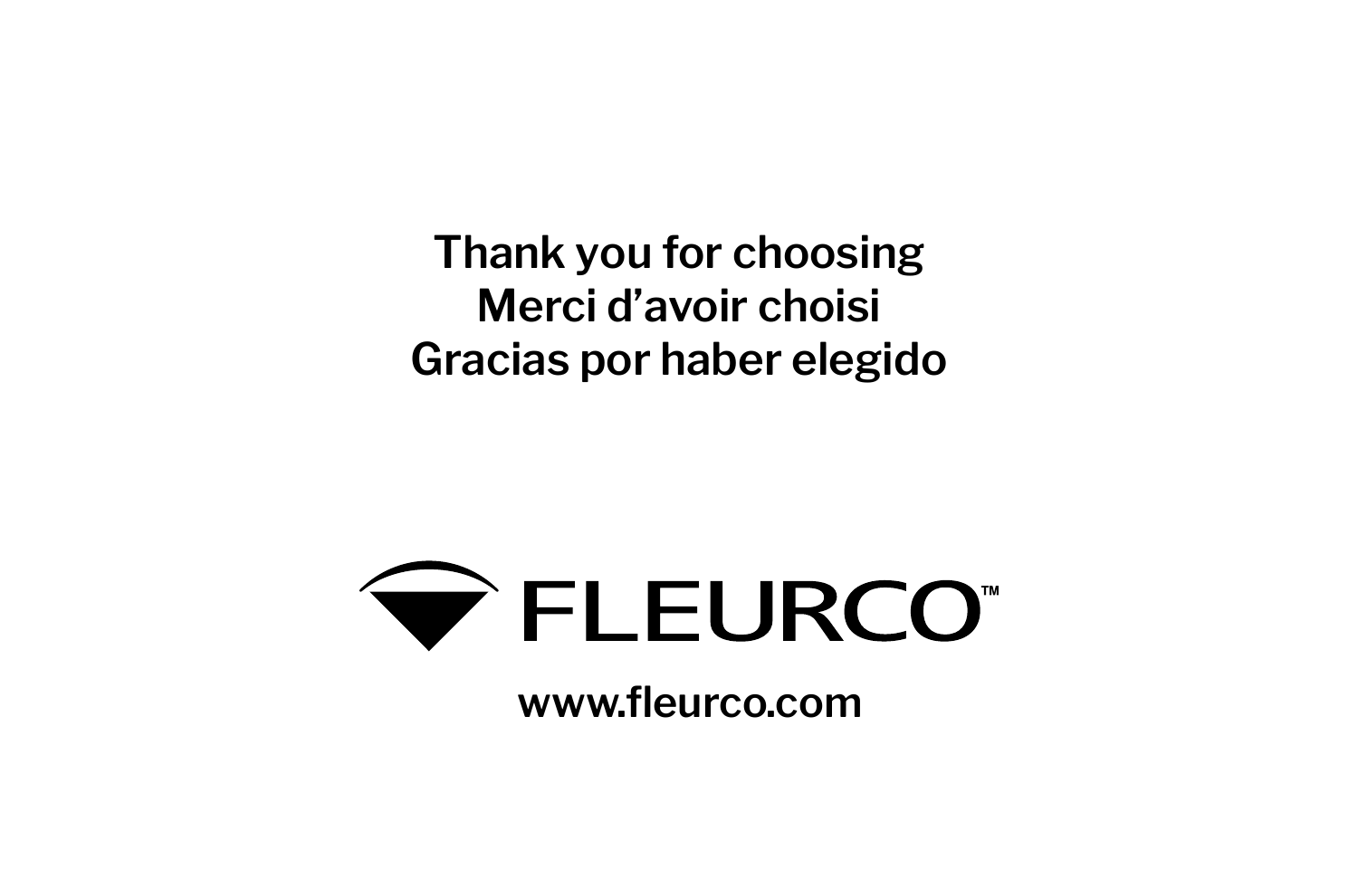**Thank you for choosing**
**Merci d'avoir choisi**
**Gracias por haber elegido**

FLEURCO™

**www.fleurco.com**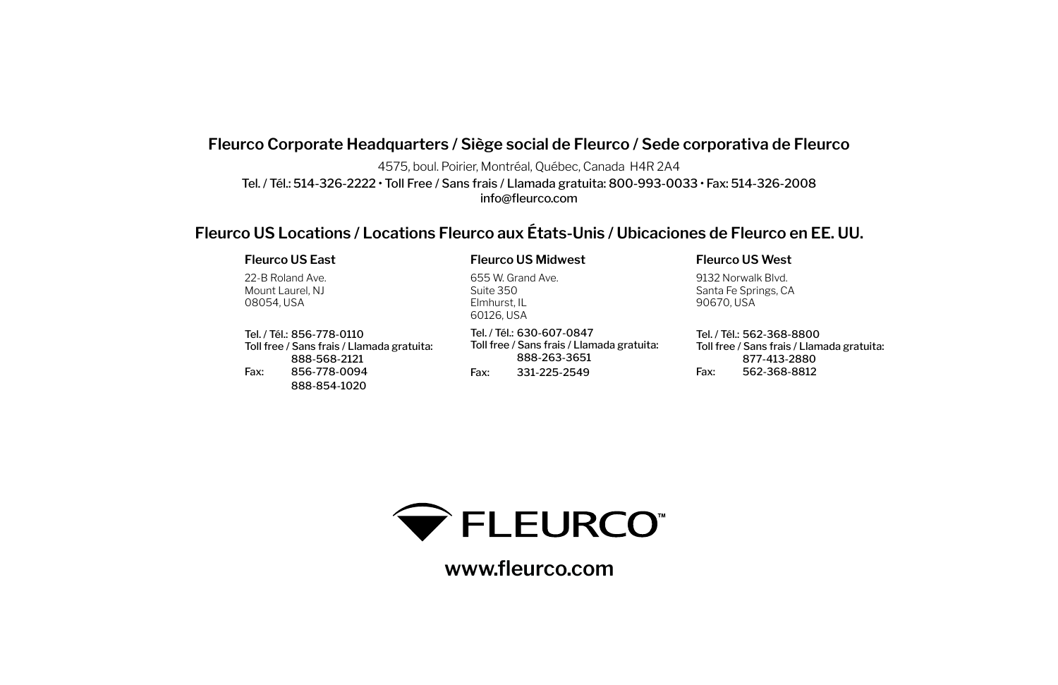## Fleurco Corporate Headquarters / Siège social de Fleurco / Sede corporativa de Fleurco

4575, boul. Poirier, Montréal, Québec, Canada H4R 2A4

Tel. / Tél.: 514-326-2222 • Toll Free / Sans frais / Llamada gratuita: 800-993-0033 • Fax: 514-326-2008

info@fleurco.com

## Fleurco US Locations / Locations Fleurco aux États-Unis / Ubicaciones de Fleurco en EE. UU.

### Fleurco US East

22-B Roland Ave.
Mount Laurel, NJ
08054, USA

Tel. / Tél.: 856-778-0110
Toll free / Sans frais / Llamada gratuita:
888-568-2121
Fax: 856-778-0094
888-854-1020

### Fleurco US Midwest

655 W. Grand Ave.
Suite 350
Elmhurst, IL
60126, USA

Tel. / Tél.: 630-607-0847
Toll free / Sans frais / Llamada gratuita:
888-263-3651
Fax: 331-225-2549

### Fleurco US West

9132 Norwalk Blvd.
Santa Fe Springs, CA
90670, USA

Tel. / Tél.: 562-368-8800
Toll free / Sans frais / Llamada gratuita:
877-413-2880
Fax: 562-368-8812

FLEURCO™

**www.fleurco.com**